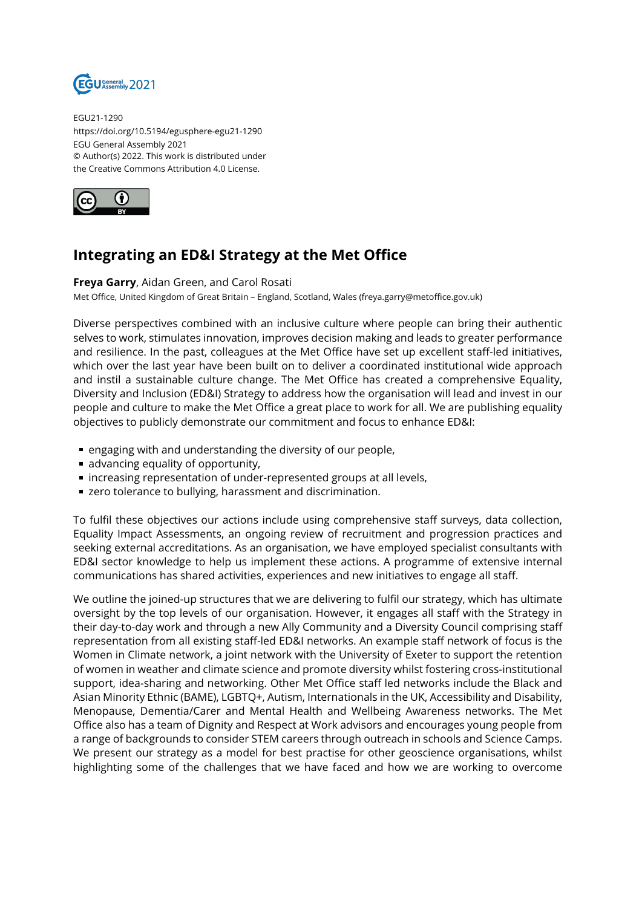EGU21-1290
https://doi.org/10.5194/egusphere-egu21-1290
EGU General Assembly 2021
© Author(s) 2022. This work is distributed under
the Creative Commons Attribution 4.0 License.

# Integrating an ED&I Strategy at the Met Office

**Freya Garry**, Aidan Green, and Carol Rosati
Met Office, United Kingdom of Great Britain – England, Scotland, Wales (freya.garry@metoffice.gov.uk)

Diverse perspectives combined with an inclusive culture where people can bring their authentic selves to work, stimulates innovation, improves decision making and leads to greater performance and resilience. In the past, colleagues at the Met Office have set up excellent staff-led initiatives, which over the last year have been built on to deliver a coordinated institutional wide approach and instil a sustainable culture change. The Met Office has created a comprehensive Equality, Diversity and Inclusion (ED&I) Strategy to address how the organisation will lead and invest in our people and culture to make the Met Office a great place to work for all. We are publishing equality objectives to publicly demonstrate our commitment and focus to enhance ED&I:

- engaging with and understanding the diversity of our people,
- advancing equality of opportunity,
- increasing representation of under-represented groups at all levels,
- zero tolerance to bullying, harassment and discrimination.

To fulfil these objectives our actions include using comprehensive staff surveys, data collection, Equality Impact Assessments, an ongoing review of recruitment and progression practices and seeking external accreditations. As an organisation, we have employed specialist consultants with ED&I sector knowledge to help us implement these actions. A programme of extensive internal communications has shared activities, experiences and new initiatives to engage all staff.

We outline the joined-up structures that we are delivering to fulfil our strategy, which has ultimate oversight by the top levels of our organisation. However, it engages all staff with the Strategy in their day-to-day work and through a new Ally Community and a Diversity Council comprising staff representation from all existing staff-led ED&I networks. An example staff network of focus is the Women in Climate network, a joint network with the University of Exeter to support the retention of women in weather and climate science and promote diversity whilst fostering cross-institutional support, idea-sharing and networking. Other Met Office staff led networks include the Black and Asian Minority Ethnic (BAME), LGBTQ+, Autism, Internationals in the UK, Accessibility and Disability, Menopause, Dementia/Carer and Mental Health and Wellbeing Awareness networks. The Met Office also has a team of Dignity and Respect at Work advisors and encourages young people from a range of backgrounds to consider STEM careers through outreach in schools and Science Camps. We present our strategy as a model for best practise for other geoscience organisations, whilst highlighting some of the challenges that we have faced and how we are working to overcome